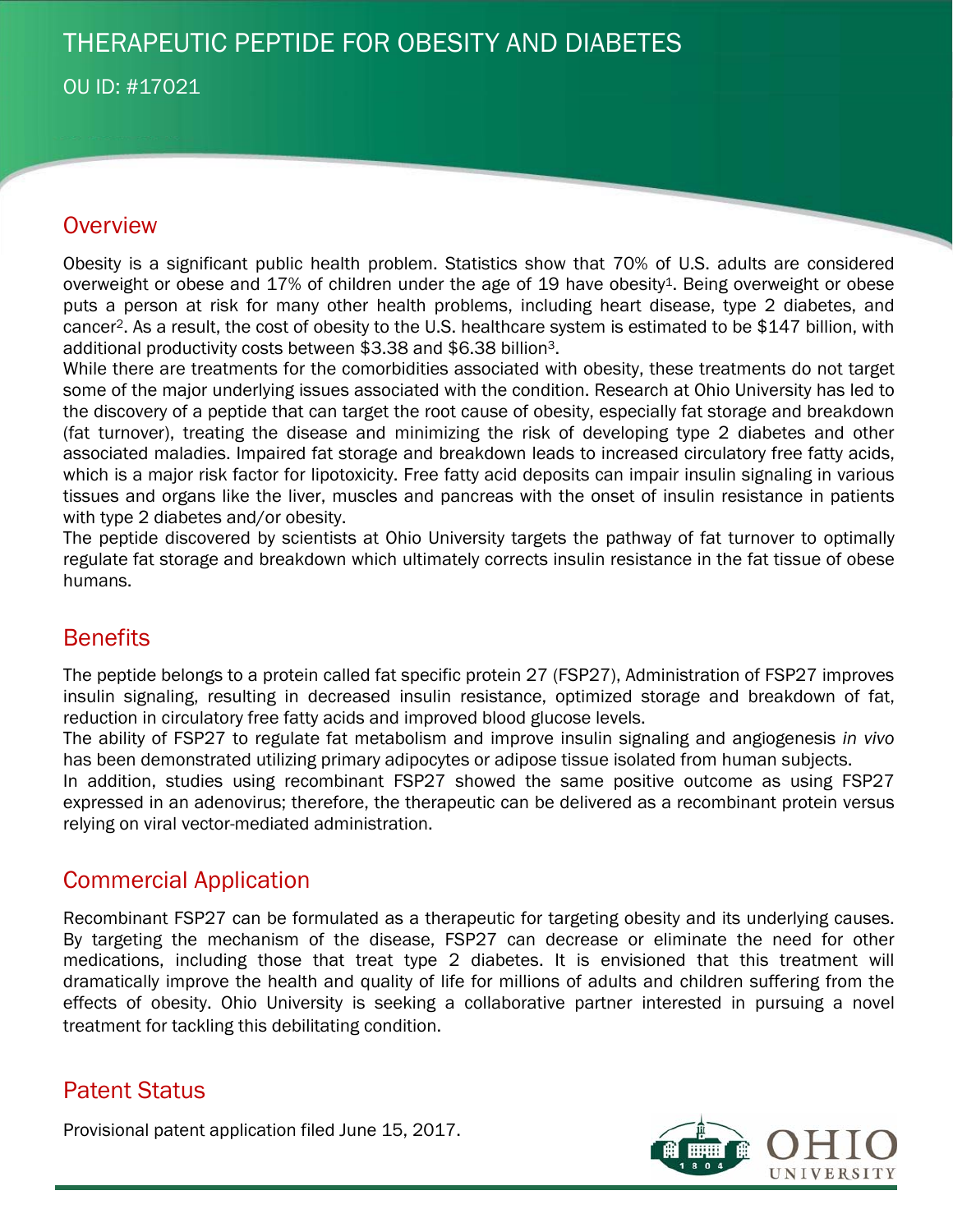# THERAPEUTIC PEPTIDE FOR OBESITY AND DIABETES

OU ID: #17021

## Overview

Obesity is a significant public health problem. Statistics show that 70% of U.S. adults are considered overweight or obese and 17% of children under the age of 19 have obesity[1]. Being overweight or obese puts a person at risk for many other health problems, including heart disease, type 2 diabetes, and cancer[2]. As a result, the cost of obesity to the U.S. healthcare system is estimated to be $147 billion, with additional productivity costs between $3.38 and $6.38 billion[3].

While there are treatments for the comorbidities associated with obesity, these treatments do not target some of the major underlying issues associated with the condition. Research at Ohio University has led to the discovery of a peptide that can target the root cause of obesity, especially fat storage and breakdown (fat turnover), treating the disease and minimizing the risk of developing type 2 diabetes and other associated maladies. Impaired fat storage and breakdown leads to increased circulatory free fatty acids, which is a major risk factor for lipotoxicity. Free fatty acid deposits can impair insulin signaling in various tissues and organs like the liver, muscles and pancreas with the onset of insulin resistance in patients with type 2 diabetes and/or obesity.

The peptide discovered by scientists at Ohio University targets the pathway of fat turnover to optimally regulate fat storage and breakdown which ultimately corrects insulin resistance in the fat tissue of obese humans.

## Benefits

The peptide belongs to a protein called fat specific protein 27 (FSP27), Administration of FSP27 improves insulin signaling, resulting in decreased insulin resistance, optimized storage and breakdown of fat, reduction in circulatory free fatty acids and improved blood glucose levels.

The ability of FSP27 to regulate fat metabolism and improve insulin signaling and angiogenesis *in vivo* has been demonstrated utilizing primary adipocytes or adipose tissue isolated from human subjects.

In addition, studies using recombinant FSP27 showed the same positive outcome as using FSP27 expressed in an adenovirus; therefore, the therapeutic can be delivered as a recombinant protein versus relying on viral vector-mediated administration.

## Commercial Application

Recombinant FSP27 can be formulated as a therapeutic for targeting obesity and its underlying causes. By targeting the mechanism of the disease, FSP27 can decrease or eliminate the need for other medications, including those that treat type 2 diabetes. It is envisioned that this treatment will dramatically improve the health and quality of life for millions of adults and children suffering from the effects of obesity. Ohio University is seeking a collaborative partner interested in pursuing a novel treatment for tackling this debilitating condition.

## Patent Status

Provisional patent application filed June 15, 2017.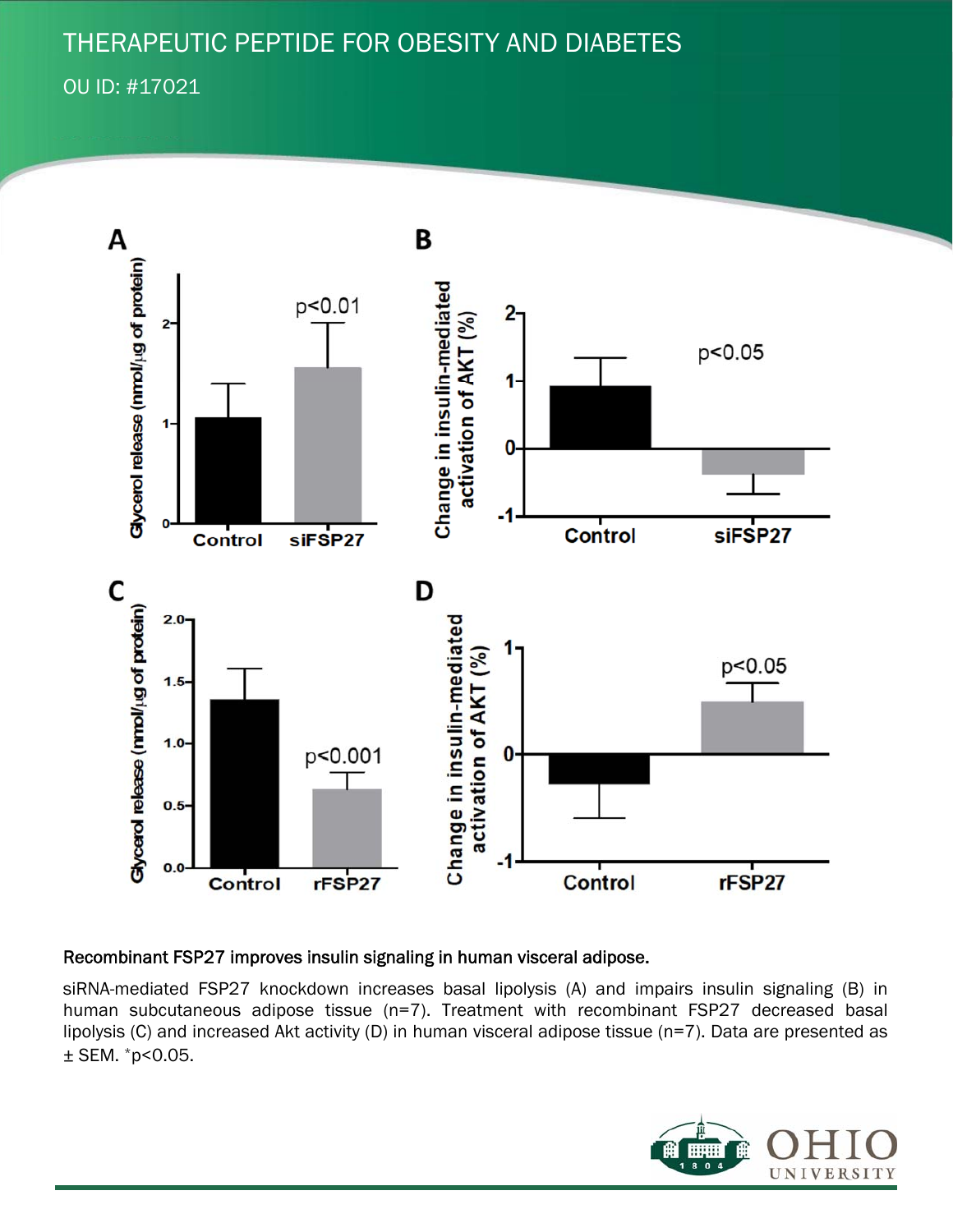# THERAPEUTIC PEPTIDE FOR OBESITY AND DIABETES

OU ID: #17021

**Recombinant FSP27 improves insulin signaling in human visceral adipose.**

siRNA-mediated FSP27 knockdown increases basal lipolysis (A) and impairs insulin signaling (B) in human subcutaneous adipose tissue (n=7). Treatment with recombinant FSP27 decreased basal lipolysis (C) and increased Akt activity (D) in human visceral adipose tissue (n=7). Data are presented as ± SEM. *p<0.05.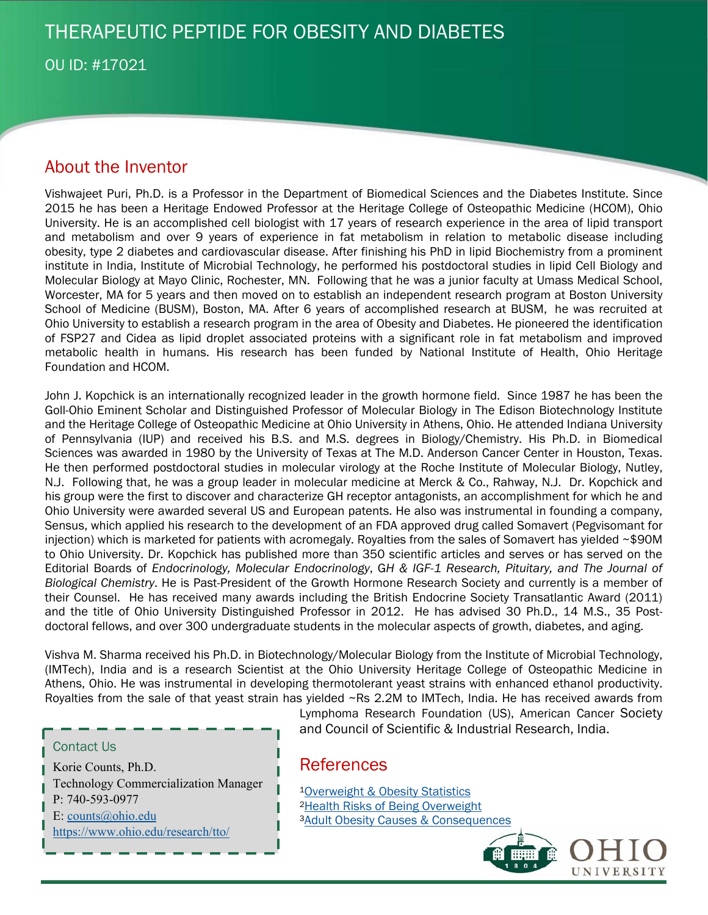# THERAPEUTIC PEPTIDE FOR OBESITY AND DIABETES

OU ID: #17021

## About the Inventor

Vishwajeet Puri, Ph.D. is a Professor in the Department of Biomedical Sciences and the Diabetes Institute. Since 2015 he has been a Heritage Endowed Professor at the Heritage College of Osteopathic Medicine (HCOM), Ohio University. He is an accomplished cell biologist with 17 years of research experience in the area of lipid transport and metabolism and over 9 years of experience in fat metabolism in relation to metabolic disease including obesity, type 2 diabetes and cardiovascular disease. After finishing his PhD in lipid Biochemistry from a prominent institute in India, Institute of Microbial Technology, he performed his postdoctoral studies in lipid Cell Biology and Molecular Biology at Mayo Clinic, Rochester, MN. Following that he was a junior faculty at Umass Medical School, Worcester, MA for 5 years and then moved on to establish an independent research program at Boston University School of Medicine (BUSM), Boston, MA. After 6 years of accomplished research at BUSM, he was recruited at Ohio University to establish a research program in the area of Obesity and Diabetes. He pioneered the identification of FSP27 and Cidea as lipid droplet associated proteins with a significant role in fat metabolism and improved metabolic health in humans. His research has been funded by National Institute of Health, Ohio Heritage Foundation and HCOM.

John J. Kopchick is an internationally recognized leader in the growth hormone field. Since 1987 he has been the Goll-Ohio Eminent Scholar and Distinguished Professor of Molecular Biology in The Edison Biotechnology Institute and the Heritage College of Osteopathic Medicine at Ohio University in Athens, Ohio. He attended Indiana University of Pennsylvania (IUP) and received his B.S. and M.S. degrees in Biology/Chemistry. His Ph.D. in Biomedical Sciences was awarded in 1980 by the University of Texas at The M.D. Anderson Cancer Center in Houston, Texas. He then performed postdoctoral studies in molecular virology at the Roche Institute of Molecular Biology, Nutley, N.J. Following that, he was a group leader in molecular medicine at Merck & Co., Rahway, N.J. Dr. Kopchick and his group were the first to discover and characterize GH receptor antagonists, an accomplishment for which he and Ohio University were awarded several US and European patents. He also was instrumental in founding a company, Sensus, which applied his research to the development of an FDA approved drug called Somavert (Pegvisomant for injection) which is marketed for patients with acromegaly. Royalties from the sales of Somavert has yielded ~$90M to Ohio University. Dr. Kopchick has published more than 350 scientific articles and serves or has served on the Editorial Boards of *Endocrinology, Molecular Endocrinology*, G*H & IGF-1 Research, Pituitary, and The Journal of Biological Chemistry*. He is Past-President of the Growth Hormone Research Society and currently is a member of their Counsel. He has received many awards including the British Endocrine Society Transatlantic Award (2011) and the title of Ohio University Distinguished Professor in 2012. He has advised 30 Ph.D., 14 M.S., 35 Post-doctoral fellows, and over 300 undergraduate students in the molecular aspects of growth, diabetes, and aging.

Vishva M. Sharma received his Ph.D. in Biotechnology/Molecular Biology from the Institute of Microbial Technology, (IMTech), India and is a research Scientist at the Ohio University Heritage College of Osteopathic Medicine in Athens, Ohio. He was instrumental in developing thermotolerant yeast strains with enhanced ethanol productivity. Royalties from the sale of that yeast strain has yielded ~Rs 2.2M to IMTech, India. He has received awards from Lymphoma Research Foundation (US), American Cancer Society and Council of Scientific & Industrial Research, India.

## References

[1]Overweight & Obesity Statistics
[2]Health Risks of Being Overweight
[3]Adult Obesity Causes & Consequences

### Contact Us

Korie Counts, Ph.D.
Technology Commercialization Manager
P: 740-593-0977
E: counts@ohio.edu
https://www.ohio.edu/research/tto/